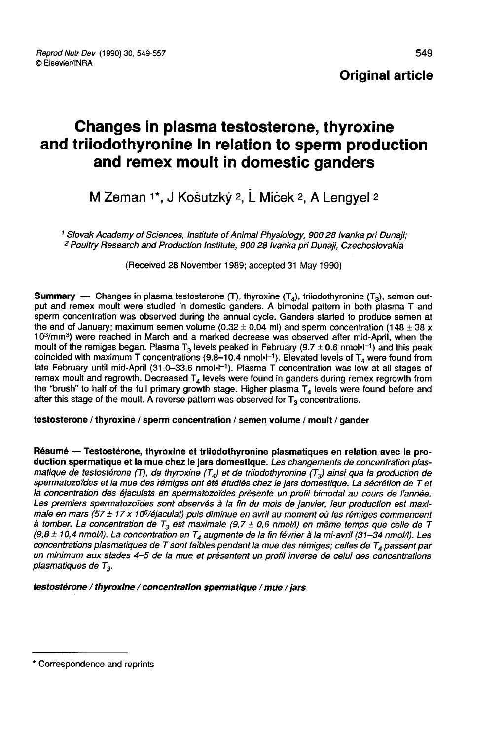**Original article**

# Changes in plasma testosterone, thyroxine and triiodothyronine in relation to sperm production and remex moult in domestic ganders

M Zeman [1]*, J Košutzký [2], Ľ Miček [2], A Lengyel [2]

[1] Slovak Academy of Sciences, Institute of Animal Physiology, 900 28 Ivanka pri Dunaji;
[2] Poultry Research and Production Institute, 900 28 Ivanka pri Dunaji, Czechoslovakia

(Received 28 November 1989; accepted 31 May 1990)

**Summary** — Changes in plasma testosterone (T), thyroxine ($T_4$), triiodothyronine ($T_3$), semen output and remex moult were studied in domestic ganders. A bimodal pattern in both plasma T and sperm concentration was observed during the annual cycle. Ganders started to produce semen at the end of January; maximum semen volume ($0.32 \pm 0.04$ ml) and sperm concentration ($148 \pm 38 \times 10^3/mm^3$) were reached in March and a marked decrease was observed after mid-April, when the moult of the remiges began. Plasma $T_3$ levels peaked in February ($9.7 \pm 0.6$ $nmol \cdot l^{-1}$) and this peak coincided with maximum T concentrations (9.8–10.4 $nmol \cdot l^{-1}$). Elevated levels of $T_4$ were found from late February until mid-April (31.0–33.6 $nmol \cdot l^{-1}$). Plasma T concentration was low at all stages of remex moult and regrowth. Decreased $T_4$ levels were found in ganders during remex regrowth from the "brush" to half of the full primary growth stage. Higher plasma $T_4$ levels were found before and after this stage of the moult. A reverse pattern was observed for $T_3$ concentrations.

**testosterone / thyroxine / sperm concentration / semen volume / moult / gander**

**Résumé** — **Testostérone, thyroxine et triiodothyronine plasmatiques en relation avec la production spermatique et la mue chez le jars domestique.** *Les changements de concentration plasmatique de testostérone (T), de thyroxine ($T_4$) et de triiodothyronine ($T_3$) ainsi que la production de spermatozoïdes et la mue des rémiges ont été étudiés chez le jars domestique. La sécrétion de T et la concentration des éjaculats en spermatozoïdes présente un profil bimodal au cours de l'année. Les premiers spermatozoïdes sont observés à la fin du mois de janvier, leur production est maximale en mars ($57 \pm 17 \times 10^6$/éjaculat) puis diminue en avril au moment où les rémiges commencent à tomber. La concentration de $T_3$ est maximale ($9{,}7 \pm 0{,}6$ nmol/l) en même temps que celle de T ($9{,}8 \pm 10{,}4$ nmol/l). La concentration en $T_4$ augmente de la fin février à la mi-avril (31–34 nmol/l). Les concentrations plasmatiques de T sont faibles pendant la mue des rémiges; celles de $T_4$ passent par un minimum aux stades 4–5 de la mue et présentent un profil inverse de celui des concentrations plasmatiques de $T_3$.*

***testostérone / thyroxine / concentration spermatique / mue / jars***

* Correspondence and reprints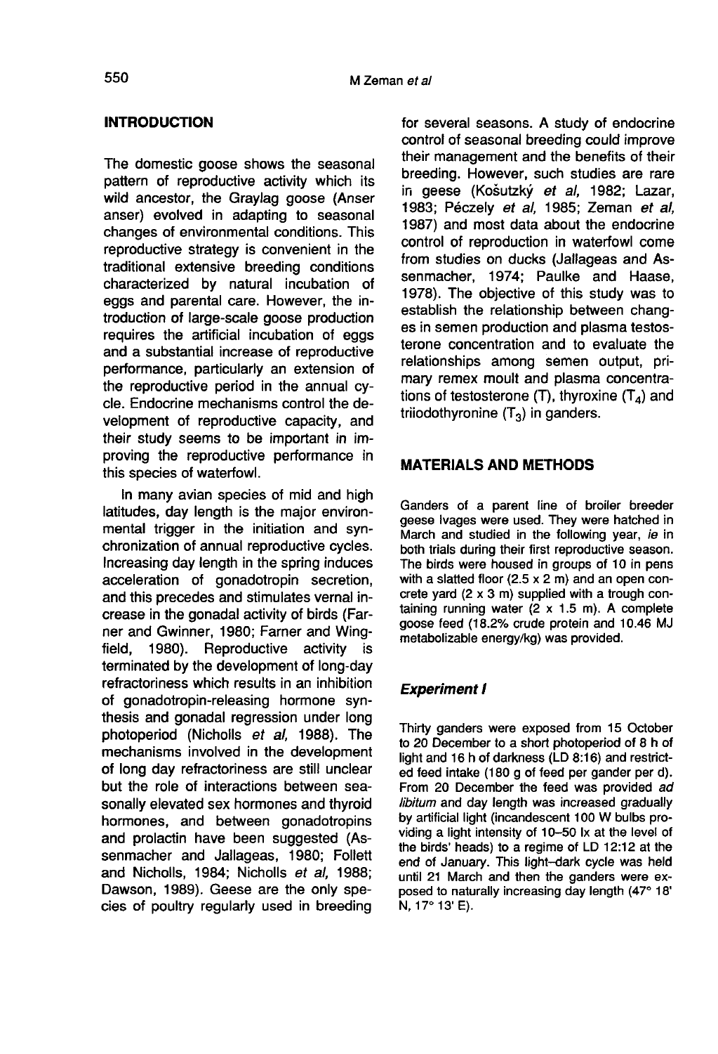## INTRODUCTION

The domestic goose shows the seasonal pattern of reproductive activity which its wild ancestor, the Graylag goose (Anser anser) evolved in adapting to seasonal changes of environmental conditions. This reproductive strategy is convenient in the traditional extensive breeding conditions characterized by natural incubation of eggs and parental care. However, the introduction of large-scale goose production requires the artificial incubation of eggs and a substantial increase of reproductive performance, particularly an extension of the reproductive period in the annual cycle. Endocrine mechanisms control the development of reproductive capacity, and their study seems to be important in improving the reproductive performance in this species of waterfowl.

In many avian species of mid and high latitudes, day length is the major environmental trigger in the initiation and synchronization of annual reproductive cycles. Increasing day length in the spring induces acceleration of gonadotropin secretion, and this precedes and stimulates vernal increase in the gonadal activity of birds (Farner and Gwinner, 1980; Farner and Wingfield, 1980). Reproductive activity is terminated by the development of long-day refractoriness which results in an inhibition of gonadotropin-releasing hormone synthesis and gonadal regression under long photoperiod (Nicholls *et al*, 1988). The mechanisms involved in the development of long day refractoriness are still unclear but the role of interactions between seasonally elevated sex hormones and thyroid hormones, and between gonadotropins and prolactin have been suggested (Assenmacher and Jallageas, 1980; Follett and Nicholls, 1984; Nicholls *et al*, 1988; Dawson, 1989). Geese are the only species of poultry regularly used in breeding for several seasons. A study of endocrine control of seasonal breeding could improve their management and the benefits of their breeding. However, such studies are rare in geese (Košutzký *et al*, 1982; Lazar, 1983; Péczely *et al*, 1985; Zeman *et al*, 1987) and most data about the endocrine control of reproduction in waterfowl come from studies on ducks (Jallageas and Assenmacher, 1974; Paulke and Haase, 1978). The objective of this study was to establish the relationship between changes in semen production and plasma testosterone concentration and to evaluate the relationships among semen output, primary remex moult and plasma concentrations of testosterone (T), thyroxine ($T_4$) and triiodothyronine ($T_3$) in ganders.

## MATERIALS AND METHODS

Ganders of a parent line of broiler breeder geese Ivages were used. They were hatched in March and studied in the following year, *ie* in both trials during their first reproductive season. The birds were housed in groups of 10 in pens with a slatted floor (2.5 x 2 m) and an open concrete yard (2 x 3 m) supplied with a trough containing running water (2 x 1.5 m). A complete goose feed (18.2% crude protein and 10.46 MJ metabolizable energy/kg) was provided.

### *Experiment I*

Thirty ganders were exposed from 15 October to 20 December to a short photoperiod of 8 h of light and 16 h of darkness (LD 8:16) and restricted feed intake (180 g of feed per gander per d). From 20 December the feed was provided *ad libitum* and day length was increased gradually by artificial light (incandescent 100 W bulbs providing a light intensity of 10–50 lx at the level of the birds' heads) to a regime of LD 12:12 at the end of January. This light–dark cycle was held until 21 March and then the ganders were exposed to naturally increasing day length (47° 18' N, 17° 13' E).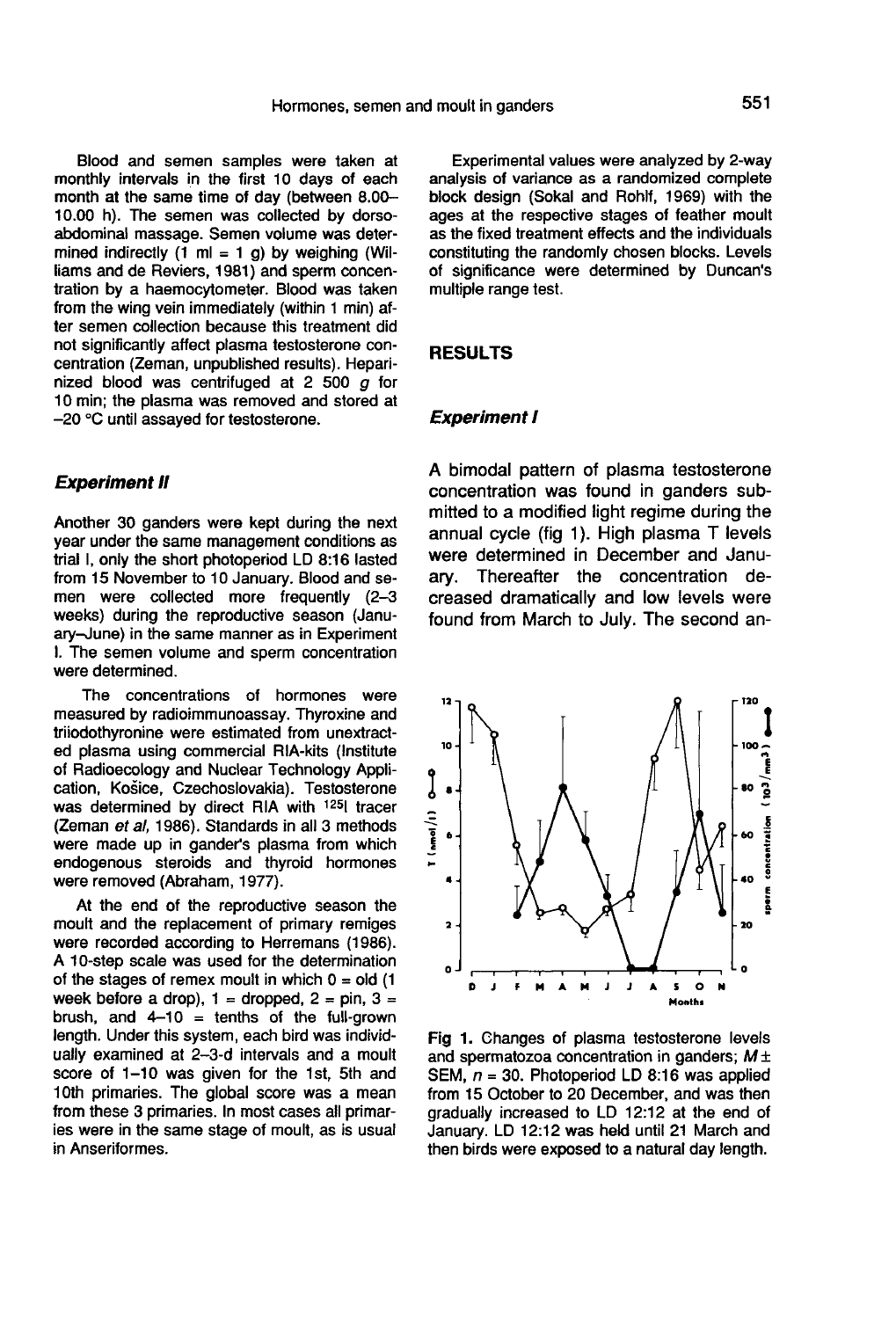Blood and semen samples were taken at monthly intervals in the first 10 days of each month at the same time of day (between 8.00–10.00 h). The semen was collected by dorso-abdominal massage. Semen volume was determined indirectly (1 ml = 1 g) by weighing (Williams and de Reviers, 1981) and sperm concentration by a haemocytometer. Blood was taken from the wing vein immediately (within 1 min) after semen collection because this treatment did not significantly affect plasma testosterone concentration (Zeman, unpublished results). Heparinized blood was centrifuged at 2 500 *g* for 10 min; the plasma was removed and stored at –20 °C until assayed for testosterone.

### *Experiment II*

Another 30 ganders were kept during the next year under the same management conditions as trial I, only the short photoperiod LD 8:16 lasted from 15 November to 10 January. Blood and semen were collected more frequently (2–3 weeks) during the reproductive season (January–June) in the same manner as in Experiment I. The semen volume and sperm concentration were determined.

The concentrations of hormones were measured by radioimmunoassay. Thyroxine and triiodothyronine were estimated from unextracted plasma using commercial RIA-kits (Institute of Radioecology and Nuclear Technology Application, Košice, Czechoslovakia). Testosterone was determined by direct RIA with $^{125}I$ tracer (Zeman *et al*, 1986). Standards in all 3 methods were made up in gander's plasma from which endogenous steroids and thyroid hormones were removed (Abraham, 1977).

At the end of the reproductive season the moult and the replacement of primary remiges were recorded according to Herremans (1986). A 10-step scale was used for the determination of the stages of remex moult in which 0 = old (1 week before a drop), 1 = dropped, 2 = pin, 3 = brush, and 4–10 = tenths of the full-grown length. Under this system, each bird was individually examined at 2–3-d intervals and a moult score of 1–10 was given for the 1st, 5th and 10th primaries. The global score was a mean from these 3 primaries. In most cases all primaries were in the same stage of moult, as is usual in Anseriformes.

Experimental values were analyzed by 2-way analysis of variance as a randomized complete block design (Sokal and Rohlf, 1969) with the ages at the respective stages of feather moult as the fixed treatment effects and the individuals constituting the randomly chosen blocks. Levels of significance were determined by Duncan's multiple range test.

## RESULTS

### *Experiment I*

A bimodal pattern of plasma testosterone concentration was found in ganders submitted to a modified light regime during the annual cycle (fig 1). High plasma T levels were determined in December and January. Thereafter the concentration decreased dramatically and low levels were found from March to July. The second an-

Fig 1. Changes of plasma testosterone levels and spermatozoa concentration in ganders; $M \pm$ SEM, $n = 30$. Photoperiod LD 8:16 was applied from 15 October to 20 December, and was then gradually increased to LD 12:12 at the end of January. LD 12:12 was held until 21 March and then birds were exposed to a natural day length.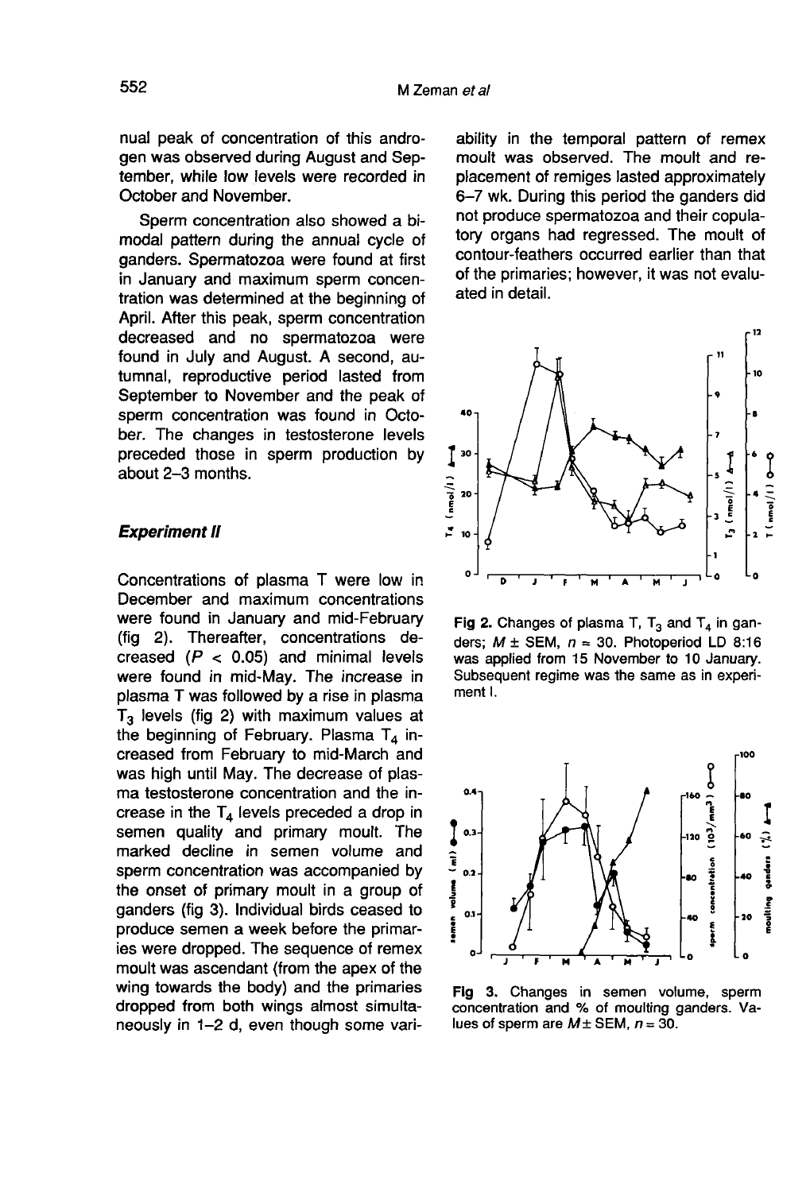nual peak of concentration of this androgen was observed during August and September, while low levels were recorded in October and November.

Sperm concentration also showed a bimodal pattern during the annual cycle of ganders. Spermatozoa were found at first in January and maximum sperm concentration was determined at the beginning of April. After this peak, sperm concentration decreased and no spermatozoa were found in July and August. A second, autumnal, reproductive period lasted from September to November and the peak of sperm concentration was found in October. The changes in testosterone levels preceded those in sperm production by about 2–3 months.

### *Experiment II*

Concentrations of plasma T were low in December and maximum concentrations were found in January and mid-February (fig 2). Thereafter, concentrations decreased ($P < 0.05$) and minimal levels were found in mid-May. The increase in plasma T was followed by a rise in plasma $T_3$ levels (fig 2) with maximum values at the beginning of February. Plasma $T_4$ increased from February to mid-March and was high until May. The decrease of plasma testosterone concentration and the increase in the $T_4$ levels preceded a drop in semen quality and primary moult. The marked decline in semen volume and sperm concentration was accompanied by the onset of primary moult in a group of ganders (fig 3). Individual birds ceased to produce semen a week before the primaries were dropped. The sequence of remex moult was ascendant (from the apex of the wing towards the body) and the primaries dropped from both wings almost simultaneously in 1–2 d, even though some variability in the temporal pattern of remex moult was observed. The moult and replacement of remiges lasted approximately 6–7 wk. During this period the ganders did not produce spermatozoa and their copulatory organs had regressed. The moult of contour-feathers occurred earlier than that of the primaries; however, it was not evaluated in detail.

**Fig 2.** Changes of plasma T, $T_3$ and $T_4$ in ganders; $M \pm$ SEM, $n = 30$. Photoperiod LD 8:16 was applied from 15 November to 10 January. Subsequent regime was the same as in experiment I.

**Fig 3.** Changes in semen volume, sperm concentration and % of moulting ganders. Values of sperm are $M \pm$ SEM, $n = 30$.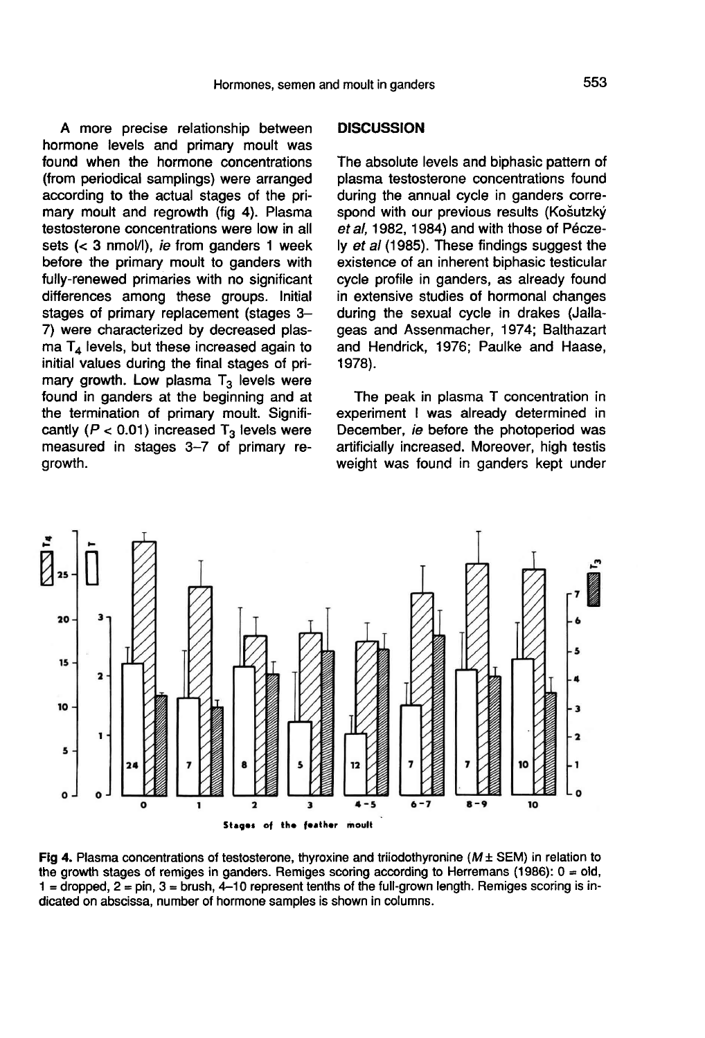A more precise relationship between hormone levels and primary moult was found when the hormone concentrations (from periodical samplings) were arranged according to the actual stages of the primary moult and regrowth (fig 4). Plasma testosterone concentrations were low in all sets (< 3 nmol/l), *ie* from ganders 1 week before the primary moult to ganders with fully-renewed primaries with no significant differences among these groups. Initial stages of primary replacement (stages 3–7) were characterized by decreased plasma $T_4$ levels, but these increased again to initial values during the final stages of primary growth. Low plasma $T_3$ levels were found in ganders at the beginning and at the termination of primary moult. Significantly ($P < 0.01$) increased $T_3$ levels were measured in stages 3–7 of primary regrowth.

## DISCUSSION

The absolute levels and biphasic pattern of plasma testosterone concentrations found during the annual cycle in ganders correspond with our previous results (Košutzký *et al*, 1982, 1984) and with those of Péczely *et al* (1985). These findings suggest the existence of an inherent biphasic testicular cycle profile in ganders, as already found in extensive studies of hormonal changes during the sexual cycle in drakes (Jallageas and Assenmacher, 1974; Balthazart and Hendrick, 1976; Paulke and Haase, 1978).

The peak in plasma T concentration in experiment I was already determined in December, *ie* before the photoperiod was artificially increased. Moreover, high testis weight was found in ganders kept under

**Fig 4.** Plasma concentrations of testosterone, thyroxine and triiodothyronine ($M \pm$ SEM) in relation to the growth stages of remiges in ganders. Remiges scoring according to Herremans (1986): 0 = old, 1 = dropped, 2 = pin, 3 = brush, 4–10 represent tenths of the full-grown length. Remiges scoring is indicated on abscissa, number of hormone samples is shown in columns.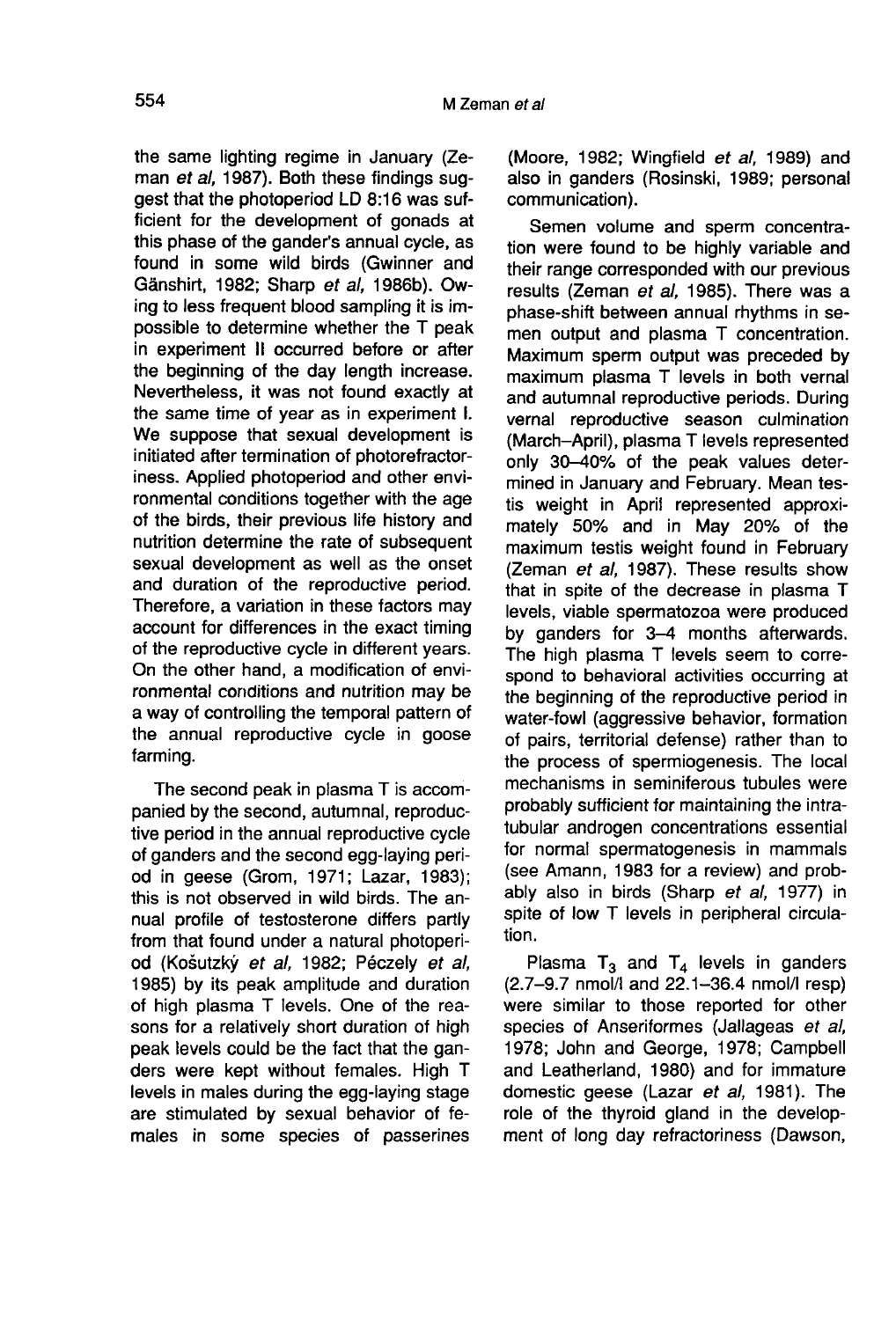the same lighting regime in January (Zeman *et al*, 1987). Both these findings suggest that the photoperiod LD 8:16 was sufficient for the development of gonads at this phase of the gander's annual cycle, as found in some wild birds (Gwinner and Gänshirt, 1982; Sharp *et al*, 1986b). Owing to less frequent blood sampling it is impossible to determine whether the T peak in experiment II occurred before or after the beginning of the day length increase. Nevertheless, it was not found exactly at the same time of year as in experiment I. We suppose that sexual development is initiated after termination of photorefractoriness. Applied photoperiod and other environmental conditions together with the age of the birds, their previous life history and nutrition determine the rate of subsequent sexual development as well as the onset and duration of the reproductive period. Therefore, a variation in these factors may account for differences in the exact timing of the reproductive cycle in different years. On the other hand, a modification of environmental conditions and nutrition may be a way of controlling the temporal pattern of the annual reproductive cycle in goose farming.

The second peak in plasma T is accompanied by the second, autumnal, reproductive period in the annual reproductive cycle of ganders and the second egg-laying period in geese (Grom, 1971; Lazar, 1983); this is not observed in wild birds. The annual profile of testosterone differs partly from that found under a natural photoperiod (Košutzký *et al*, 1982; Péczely *et al*, 1985) by its peak amplitude and duration of high plasma T levels. One of the reasons for a relatively short duration of high peak levels could be the fact that the ganders were kept without females. High T levels in males during the egg-laying stage are stimulated by sexual behavior of females in some species of passerines (Moore, 1982; Wingfield *et al*, 1989) and also in ganders (Rosinski, 1989; personal communication).

Semen volume and sperm concentration were found to be highly variable and their range corresponded with our previous results (Zeman *et al*, 1985). There was a phase-shift between annual rhythms in semen output and plasma T concentration. Maximum sperm output was preceded by maximum plasma T levels in both vernal and autumnal reproductive periods. During vernal reproductive season culmination (March–April), plasma T levels represented only 30–40% of the peak values determined in January and February. Mean testis weight in April represented approximately 50% and in May 20% of the maximum testis weight found in February (Zeman *et al*, 1987). These results show that in spite of the decrease in plasma T levels, viable spermatozoa were produced by ganders for 3–4 months afterwards. The high plasma T levels seem to correspond to behavioral activities occurring at the beginning of the reproductive period in water-fowl (aggressive behavior, formation of pairs, territorial defense) rather than to the process of spermiogenesis. The local mechanisms in seminiferous tubules were probably sufficient for maintaining the intratubular androgen concentrations essential for normal spermatogenesis in mammals (see Amann, 1983 for a review) and probably also in birds (Sharp *et al*, 1977) in spite of low T levels in peripheral circulation.

Plasma $T_3$ and $T_4$ levels in ganders (2.7–9.7 nmol/l and 22.1–36.4 nmol/l resp) were similar to those reported for other species of Anseriformes (Jallageas *et al*, 1978; John and George, 1978; Campbell and Leatherland, 1980) and for immature domestic geese (Lazar *et al*, 1981). The role of the thyroid gland in the development of long day refractoriness (Dawson,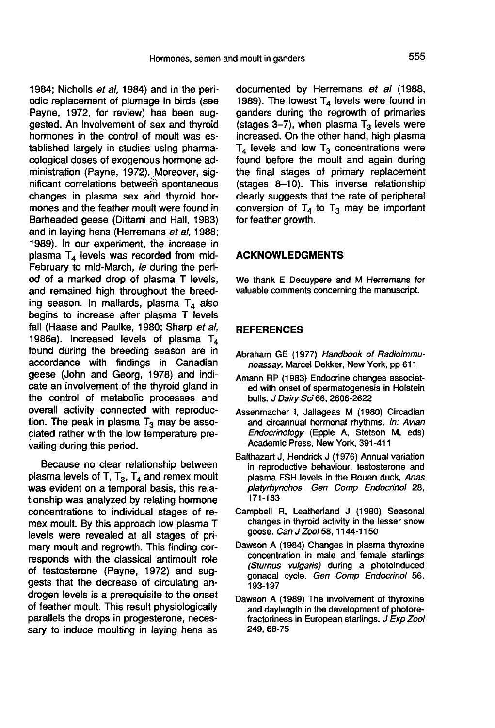1984; Nicholls *et al*, 1984) and in the periodic replacement of plumage in birds (see Payne, 1972, for review) has been suggested. An involvement of sex and thyroid hormones in the control of moult was established largely in studies using pharmacological doses of exogenous hormone administration (Payne, 1972). Moreover, significant correlations between spontaneous changes in plasma sex and thyroid hormones and the feather moult were found in Barheaded geese (Dittami and Hall, 1983) and in laying hens (Herremans *et al*, 1988; 1989). In our experiment, the increase in plasma $T_4$ levels was recorded from mid-February to mid-March, *ie* during the period of a marked drop of plasma T levels, and remained high throughout the breeding season. In mallards, plasma $T_4$ also begins to increase after plasma T levels fall (Haase and Paulke, 1980; Sharp *et al*, 1986a). Increased levels of plasma $T_4$ found during the breeding season are in accordance with findings in Canadian geese (John and Georg, 1978) and indicate an involvement of the thyroid gland in the control of metabolic processes and overall activity connected with reproduction. The peak in plasma $T_3$ may be associated rather with the low temperature prevailing during this period.

Because no clear relationship between plasma levels of T, $T_3$, $T_4$ and remex moult was evident on a temporal basis, this relationship was analyzed by relating hormone concentrations to individual stages of remex moult. By this approach low plasma T levels were revealed at all stages of primary moult and regrowth. This finding corresponds with the classical antimoult role of testosterone (Payne, 1972) and suggests that the decrease of circulating androgen levels is a prerequisite to the onset of feather moult. This result physiologically parallels the drops in progesterone, necessary to induce moulting in laying hens as documented by Herremans *et al* (1988, 1989). The lowest $T_4$ levels were found in ganders during the regrowth of primaries (stages 3–7), when plasma $T_3$ levels were increased. On the other hand, high plasma $T_4$ levels and low $T_3$ concentrations were found before the moult and again during the final stages of primary replacement (stages 8–10). This inverse relationship clearly suggests that the rate of peripheral conversion of $T_4$ to $T_3$ may be important for feather growth.

## ACKNOWLEDGMENTS

We thank E Decuypere and M Herremans for valuable comments concerning the manuscript.

## REFERENCES

Abraham GE (1977) *Handbook of Radioimmunoassay.* Marcel Dekker, New York, pp 611

Amann RP (1983) Endocrine changes associated with onset of spermatogenesis in Holstein bulls. *J Dairy Sci* 66, 2606-2622

Assenmacher I, Jallageas M (1980) Circadian and circannual hormonal rhythms. *In: Avian Endocrinology* (Epple A, Stetson M, eds) Academic Press, New York, 391-411

Balthazart J, Hendrick J (1976) Annual variation in reproductive behaviour, testosterone and plasma FSH levels in the Rouen duck, *Anas platyrhynchos*. *Gen Comp Endocrinol* 28, 171-183

Campbell R, Leatherland J (1980) Seasonal changes in thyroid activity in the lesser snow goose. *Can J Zool* 58, 1144-1150

Dawson A (1984) Changes in plasma thyroxine concentration in male and female starlings *(Sturnus vulgaris)* during a photoinduced gonadal cycle. *Gen Comp Endocrinol* 56, 193-197

Dawson A (1989) The involvement of thyroxine and daylength in the development of photorefractoriness in European starlings. *J Exp Zool* 249, 68-75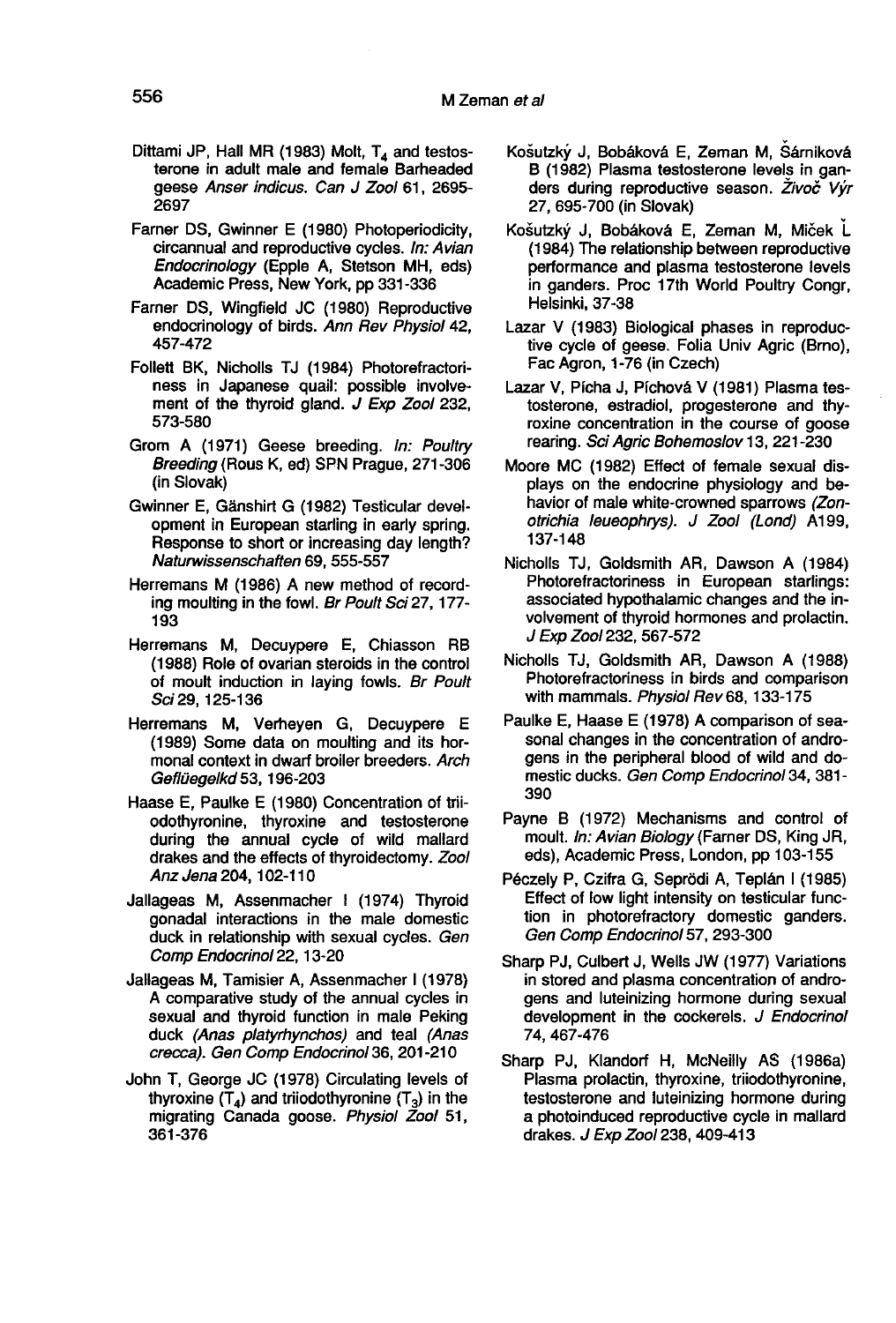Dittami JP, Hall MR (1983) Molt, $T_4$ and testosterone in adult male and female Barheaded geese *Anser indicus*. *Can J Zool* 61, 2695-2697

Farner DS, Gwinner E (1980) Photoperiodicity, circannual and reproductive cycles. *In: Avian Endocrinology* (Epple A, Stetson MH, eds) Academic Press, New York, pp 331-336

Farner DS, Wingfield JC (1980) Reproductive endocrinology of birds. *Ann Rev Physiol* 42, 457-472

Follett BK, Nicholls TJ (1984) Photorefractoriness in Japanese quail: possible involvement of the thyroid gland. *J Exp Zool* 232, 573-580

Grom A (1971) Geese breeding. *In: Poultry Breeding* (Rous K, ed) SPN Prague, 271-306 (in Slovak)

Gwinner E, Gänshirt G (1982) Testicular development in European starling in early spring. Response to short or increasing day length? *Naturwissenschaften* 69, 555-557

Herremans M (1986) A new method of recording moulting in the fowl. *Br Poult Sci* 27, 177-193

Herremans M, Decuypere E, Chiasson RB (1988) Role of ovarian steroids in the control of moult induction in laying fowls. *Br Poult Sci* 29, 125-136

Herremans M, Verheyen G, Decuypere E (1989) Some data on moulting and its hormonal context in dwarf broiler breeders. *Arch Geflüegelkd* 53, 196-203

Haase E, Paulke E (1980) Concentration of triiodothyronine, thyroxine and testosterone during the annual cycle of wild mallard drakes and the effects of thyroidectomy. *Zool Anz Jena* 204, 102-110

Jallageas M, Assenmacher I (1974) Thyroid gonadal interactions in the male domestic duck in relationship with sexual cycles. *Gen Comp Endocrinol* 22, 13-20

Jallageas M, Tamisier A, Assenmacher I (1978) A comparative study of the annual cycles in sexual and thyroid function in male Peking duck *(Anas platyrhynchos)* and teal *(Anas crecca)*. *Gen Comp Endocrinol* 36, 201-210

John T, George JC (1978) Circulating levels of thyroxine ($T_4$) and triiodothyronine ($T_3$) in the migrating Canada goose. *Physiol Zool* 51, 361-376

Košutzký J, Bobáková E, Zeman M, Šárniková B (1982) Plasma testosterone levels in ganders during reproductive season. *Živoč Výr* 27, 695-700 (in Slovak)

Košutzký J, Bobáková E, Zeman M, Miček Ľ (1984) The relationship between reproductive performance and plasma testosterone levels in ganders. Proc 17th World Poultry Congr, Helsinki, 37-38

Lazar V (1983) Biological phases in reproductive cycle of geese. Folia Univ Agric (Brno), Fac Agron, 1-76 (in Czech)

Lazar V, Pícha J, Píchová V (1981) Plasma testosterone, estradiol, progesterone and thyroxine concentration in the course of goose rearing. *Sci Agric Bohemoslov* 13, 221-230

Moore MC (1982) Effect of female sexual displays on the endocrine physiology and behavior of male white-crowned sparrows *(Zonotrichia leueophrys)*. *J Zool (Lond)* A199, 137-148

Nicholls TJ, Goldsmith AR, Dawson A (1984) Photorefractoriness in European starlings: associated hypothalamic changes and the involvement of thyroid hormones and prolactin. *J Exp Zool* 232, 567-572

Nicholls TJ, Goldsmith AR, Dawson A (1988) Photorefractoriness in birds and comparison with mammals. *Physiol Rev* 68, 133-175

Paulke E, Haase E (1978) A comparison of seasonal changes in the concentration of androgens in the peripheral blood of wild and domestic ducks. *Gen Comp Endocrinol* 34, 381-390

Payne B (1972) Mechanisms and control of moult. *In: Avian Biology* (Farner DS, King JR, eds), Academic Press, London, pp 103-155

Péczely P, Czifra G, Seprödi A, Teplán I (1985) Effect of low light intensity on testicular function in photorefractory domestic ganders. *Gen Comp Endocrinol* 57, 293-300

Sharp PJ, Culbert J, Wells JW (1977) Variations in stored and plasma concentration of androgens and luteinizing hormone during sexual development in the cockerels. *J Endocrinol* 74, 467-476

Sharp PJ, Klandorf H, McNeilly AS (1986a) Plasma prolactin, thyroxine, triiodothyronine, testosterone and luteinizing hormone during a photoinduced reproductive cycle in mallard drakes. *J Exp Zool* 238, 409-413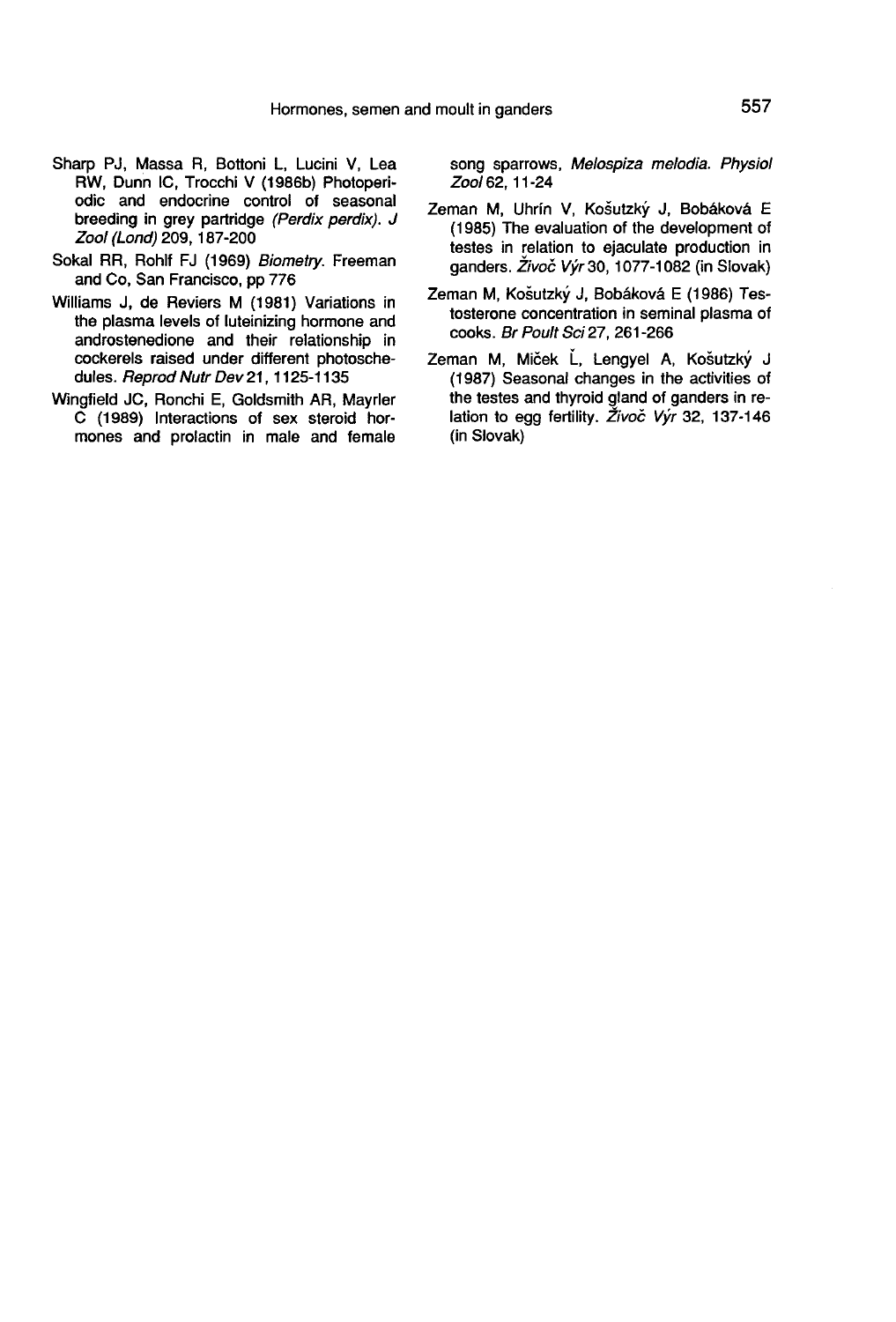Sharp PJ, Massa R, Bottoni L, Lucini V, Lea RW, Dunn IC, Trocchi V (1986b) Photoperiodic and endocrine control of seasonal breeding in grey partridge *(Perdix perdix)*. *J Zool (Lond)* 209, 187-200

Sokal RR, Rohlf FJ (1969) *Biometry*. Freeman and Co, San Francisco, pp 776

Williams J, de Reviers M (1981) Variations in the plasma levels of luteinizing hormone and androstenedione and their relationship in cockerels raised under different photoschedules. *Reprod Nutr Dev* 21, 1125-1135

Wingfield JC, Ronchi E, Goldsmith AR, Mayrler C (1989) Interactions of sex steroid hormones and prolactin in male and female song sparrows, *Melospiza melodia*. *Physiol Zool* 62, 11-24

Zeman M, Uhrín V, Košutzký J, Bobáková E (1985) The evaluation of the development of testes in relation to ejaculate production in ganders. *Živoč Výr* 30, 1077-1082 (in Slovak)

Zeman M, Košutzký J, Bobáková E (1986) Testosterone concentration in seminal plasma of cooks. *Br Poult Sci* 27, 261-266

Zeman M, Miček Ľ, Lengyel A, Košutzký J (1987) Seasonal changes in the activities of the testes and thyroid gland of ganders in relation to egg fertility. *Živoč Výr* 32, 137-146 (in Slovak)